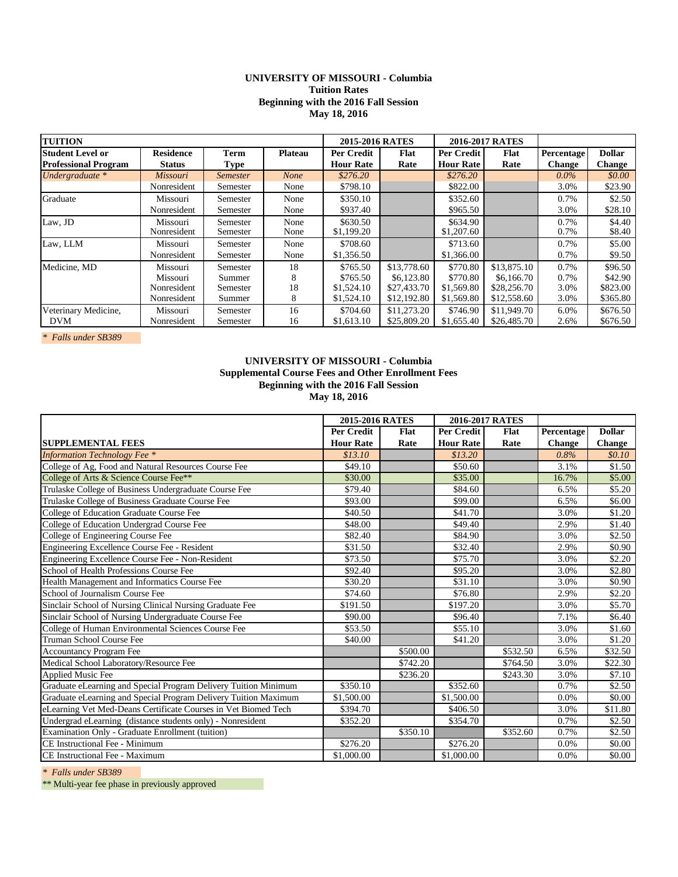**UNIVERSITY OF MISSOURI - Columbia**
**Tuition Rates**
**Beginning with the 2016 Fall Session**
**May 18, 2016**

| TUITION | | | | 2015-2016 RATES | | 2016-2017 RATES | | | |
|---|---|---|---|---|---|---|---|---|---|
| Student Level or Professional Program | Residence Status | Term Type | Plateau | Per Credit Hour Rate | Flat Rate | Per Credit Hour Rate | Flat Rate | Percentage Change | Dollar Change |
| *Undergraduate* * | *Missouri* | *Semester* | *None* | *$276.20* | | *$276.20* | | *0.0%* | *$0.00* |
| | Nonresident | Semester | None | $798.10 | | $822.00 | | 3.0% | $23.90 |
| Graduate | Missouri | Semester | None | $350.10 | | $352.60 | | 0.7% | $2.50 |
| | Nonresident | Semester | None | $937.40 | | $965.50 | | 3.0% | $28.10 |
| Law, JD | Missouri | Semester | None | $630.50 | | $634.90 | | 0.7% | $4.40 |
| | Nonresident | Semester | None | $1,199.20 | | $1,207.60 | | 0.7% | $8.40 |
| Law, LLM | Missouri | Semester | None | $708.60 | | $713.60 | | 0.7% | $5.00 |
| | Nonresident | Semester | None | $1,356.50 | | $1,366.00 | | 0.7% | $9.50 |
| Medicine, MD | Missouri | Semester | 18 | $765.50 | $13,778.60 | $770.80 | $13,875.10 | 0.7% | $96.50 |
| | Missouri | Summer | 8 | $765.50 | $6,123.80 | $770.80 | $6,166.70 | 0.7% | $42.90 |
| | Nonresident | Semester | 18 | $1,524.10 | $27,433.70 | $1,569.80 | $28,256.70 | 3.0% | $823.00 |
| | Nonresident | Summer | 8 | $1,524.10 | $12,192.80 | $1,569.80 | $12,558.60 | 3.0% | $365.80 |
| Veterinary Medicine, DVM | Missouri | Semester | 16 | $704.60 | $11,273.20 | $746.90 | $11,949.70 | 6.0% | $676.50 |
| | Nonresident | Semester | 16 | $1,613.10 | $25,809.20 | $1,655.40 | $26,485.70 | 2.6% | $676.50 |

*\* Falls under SB389*

**UNIVERSITY OF MISSOURI - Columbia**
**Supplemental Course Fees and Other Enrollment Fees**
**Beginning with the 2016 Fall Session**
**May 18, 2016**

| | 2015-2016 RATES | | 2016-2017 RATES | | | |
|---|---|---|---|---|---|---|
| SUPPLEMENTAL FEES | Per Credit Hour Rate | Flat Rate | Per Credit Hour Rate | Flat Rate | Percentage Change | Dollar Change |
| *Information Technology Fee* * | *$13.10* | | *$13.20* | | *0.8%* | *$0.10* |
| College of Ag, Food and Natural Resources Course Fee | $49.10 | | $50.60 | | 3.1% | $1.50 |
| College of Arts & Science Course Fee** | $30.00 | | $35.00 | | 16.7% | $5.00 |
| Trulaske College of Business Undergraduate Course Fee | $79.40 | | $84.60 | | 6.5% | $5.20 |
| Trulaske College of Business Graduate Course Fee | $93.00 | | $99.00 | | 6.5% | $6.00 |
| College of Education Graduate Course Fee | $40.50 | | $41.70 | | 3.0% | $1.20 |
| College of Education Undergrad Course Fee | $48.00 | | $49.40 | | 2.9% | $1.40 |
| College of Engineering Course Fee | $82.40 | | $84.90 | | 3.0% | $2.50 |
| Engineering Excellence Course Fee - Resident | $31.50 | | $32.40 | | 2.9% | $0.90 |
| Engineering Excellence Course Fee - Non-Resident | $73.50 | | $75.70 | | 3.0% | $2.20 |
| School of Health Professions Course Fee | $92.40 | | $95.20 | | 3.0% | $2.80 |
| Health Management and Informatics Course Fee | $30.20 | | $31.10 | | 3.0% | $0.90 |
| School of Journalism Course Fee | $74.60 | | $76.80 | | 2.9% | $2.20 |
| Sinclair School of Nursing Clinical Nursing Graduate Fee | $191.50 | | $197.20 | | 3.0% | $5.70 |
| Sinclair School of Nursing Undergraduate Course Fee | $90.00 | | $96.40 | | 7.1% | $6.40 |
| College of Human Environmental Sciences Course Fee | $53.50 | | $55.10 | | 3.0% | $1.60 |
| Truman School Course Fee | $40.00 | | $41.20 | | 3.0% | $1.20 |
| Accountancy Program Fee | | $500.00 | | $532.50 | 6.5% | $32.50 |
| Medical School Laboratory/Resource Fee | | $742.20 | | $764.50 | 3.0% | $22.30 |
| Applied Music Fee | | $236.20 | | $243.30 | 3.0% | $7.10 |
| Graduate eLearning and Special Program Delivery Tuition Minimum | $350.10 | | $352.60 | | 0.7% | $2.50 |
| Graduate eLearning and Special Program Delivery Tuition Maximum | $1,500.00 | | $1,500.00 | | 0.0% | $0.00 |
| eLearning Vet Med-Deans Certificate Courses in Vet Biomed Tech | $394.70 | | $406.50 | | 3.0% | $11.80 |
| Undergrad eLearning (distance students only) - Nonresident | $352.20 | | $354.70 | | 0.7% | $2.50 |
| Examination Only - Graduate Enrollment (tuition) | | $350.10 | | $352.60 | 0.7% | $2.50 |
| CE Instructional Fee - Minimum | $276.20 | | $276.20 | | 0.0% | $0.00 |
| CE Instructional Fee - Maximum | $1,000.00 | | $1,000.00 | | 0.0% | $0.00 |

*\* Falls under SB389*

** Multi-year fee phase in previously approved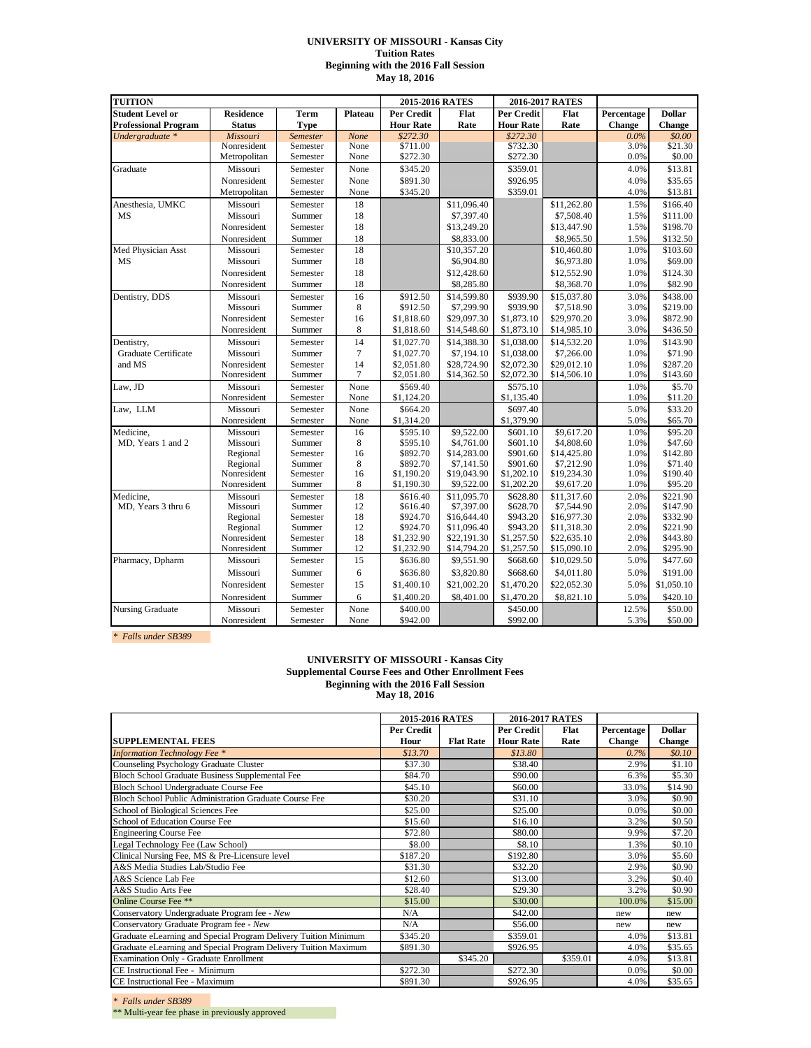**UNIVERSITY OF MISSOURI - Kansas City**
**Tuition Rates**
**Beginning with the 2016 Fall Session**
**May 18, 2016**

| TUITION | | | | 2015-2016 RATES | | 2016-2017 RATES | | | |
|---|---|---|---|---|---|---|---|---|---|
| **Student Level or Professional Program** | **Residence Status** | **Term Type** | **Plateau** | **Per Credit Hour Rate** | **Flat Rate** | **Per Credit Hour Rate** | **Flat Rate** | **Percentage Change** | **Dollar Change** |
| *Undergraduate \** | *Missouri* | *Semester* | *None* | *$272.30* | | *$272.30* | | *0.0%* | *$0.00* |
| | Nonresident | Semester | None | $711.00 | | $732.30 | | 3.0% | $21.30 |
| | Metropolitan | Semester | None | $272.30 | | $272.30 | | 0.0% | $0.00 |
| Graduate | Missouri | Semester | None | $345.20 | | $359.01 | | 4.0% | $13.81 |
| | Nonresident | Semester | None | $891.30 | | $926.95 | | 4.0% | $35.65 |
| | Metropolitan | Semester | None | $345.20 | | $359.01 | | 4.0% | $13.81 |
| Anesthesia, UMKC MS | Missouri | Semester | 18 | | $11,096.40 | | $11,262.80 | 1.5% | $166.40 |
| | Missouri | Summer | 18 | | $7,397.40 | | $7,508.40 | 1.5% | $111.00 |
| | Nonresident | Semester | 18 | | $13,249.20 | | $13,447.90 | 1.5% | $198.70 |
| | Nonresident | Summer | 18 | | $8,833.00 | | $8,965.50 | 1.5% | $132.50 |
| Med Physician Asst MS | Missouri | Semester | 18 | | $10,357.20 | | $10,460.80 | 1.0% | $103.60 |
| | Missouri | Summer | 18 | | $6,904.80 | | $6,973.80 | 1.0% | $69.00 |
| | Nonresident | Semester | 18 | | $12,428.60 | | $12,552.90 | 1.0% | $124.30 |
| | Nonresident | Summer | 18 | | $8,285.80 | | $8,368.70 | 1.0% | $82.90 |
| Dentistry, DDS | Missouri | Semester | 16 | $912.50 | $14,599.80 | $939.90 | $15,037.80 | 3.0% | $438.00 |
| | Missouri | Summer | 8 | $912.50 | $7,299.90 | $939.90 | $7,518.90 | 3.0% | $219.00 |
| | Nonresident | Semester | 16 | $1,818.60 | $29,097.30 | $1,873.10 | $29,970.20 | 3.0% | $872.90 |
| | Nonresident | Summer | 8 | $1,818.60 | $14,548.60 | $1,873.10 | $14,985.10 | 3.0% | $436.50 |
| Dentistry, Graduate Certificate and MS | Missouri | Semester | 14 | $1,027.70 | $14,388.30 | $1,038.00 | $14,532.20 | 1.0% | $143.90 |
| | Missouri | Summer | 7 | $1,027.70 | $7,194.10 | $1,038.00 | $7,266.00 | 1.0% | $71.90 |
| | Nonresident | Semester | 14 | $2,051.80 | $28,724.90 | $2,072.30 | $29,012.10 | 1.0% | $287.20 |
| | Nonresident | Summer | 7 | $2,051.80 | $14,362.50 | $2,072.30 | $14,506.10 | 1.0% | $143.60 |
| Law, JD | Missouri | Semester | None | $569.40 | | $575.10 | | 1.0% | $5.70 |
| | Nonresident | Semester | None | $1,124.20 | | $1,135.40 | | 1.0% | $11.20 |
| Law, LLM | Missouri | Semester | None | $664.20 | | $697.40 | | 5.0% | $33.20 |
| | Nonresident | Semester | None | $1,314.20 | | $1,379.90 | | 5.0% | $65.70 |
| Medicine, MD, Years 1 and 2 | Missouri | Semester | 16 | $595.10 | $9,522.00 | $601.10 | $9,617.20 | 1.0% | $95.20 |
| | Missouri | Summer | 8 | $595.10 | $4,761.00 | $601.10 | $4,808.60 | 1.0% | $47.60 |
| | Regional | Semester | 16 | $892.70 | $14,283.00 | $901.60 | $14,425.80 | 1.0% | $142.80 |
| | Regional | Summer | 8 | $892.70 | $7,141.50 | $901.60 | $7,212.90 | 1.0% | $71.40 |
| | Nonresident | Semester | 16 | $1,190.20 | $19,043.90 | $1,202.10 | $19,234.30 | 1.0% | $190.40 |
| | Nonresident | Summer | 8 | $1,190.30 | $9,522.00 | $1,202.20 | $9,617.20 | 1.0% | $95.20 |
| Medicine, MD, Years 3 thru 6 | Missouri | Semester | 18 | $616.40 | $11,095.70 | $628.80 | $11,317.60 | 2.0% | $221.90 |
| | Missouri | Summer | 12 | $616.40 | $7,397.00 | $628.70 | $7,544.90 | 2.0% | $147.90 |
| | Regional | Semester | 18 | $924.70 | $16,644.40 | $943.20 | $16,977.30 | 2.0% | $332.90 |
| | Regional | Summer | 12 | $924.70 | $11,096.40 | $943.20 | $11,318.30 | 2.0% | $221.90 |
| | Nonresident | Semester | 18 | $1,232.90 | $22,191.30 | $1,257.50 | $22,635.10 | 2.0% | $443.80 |
| | Nonresident | Summer | 12 | $1,232.90 | $14,794.20 | $1,257.50 | $15,090.10 | 2.0% | $295.90 |
| Pharmacy, Dpharm | Missouri | Semester | 15 | $636.80 | $9,551.90 | $668.60 | $10,029.50 | 5.0% | $477.60 |
| | Missouri | Summer | 6 | $636.80 | $3,820.80 | $668.60 | $4,011.80 | 5.0% | $191.00 |
| | Nonresident | Semester | 15 | $1,400.10 | $21,002.20 | $1,470.20 | $22,052.30 | 5.0% | $1,050.10 |
| | Nonresident | Summer | 6 | $1,400.20 | $8,401.00 | $1,470.20 | $8,821.10 | 5.0% | $420.10 |
| Nursing Graduate | Missouri | Semester | None | $400.00 | | $450.00 | | 12.5% | $50.00 |
| | Nonresident | Semester | None | $942.00 | | $992.00 | | 5.3% | $50.00 |

*\* Falls under SB389*

**UNIVERSITY OF MISSOURI - Kansas City**
**Supplemental Course Fees and Other Enrollment Fees**
**Beginning with the 2016 Fall Session**
**May 18, 2016**

| | 2015-2016 RATES | | 2016-2017 RATES | | | |
|---|---|---|---|---|---|---|
| **SUPPLEMENTAL FEES** | **Per Credit Hour** | **Flat Rate** | **Per Credit Hour Rate** | **Flat Rate** | **Percentage Change** | **Dollar Change** |
| *Information Technology Fee \** | *$13.70* | | *$13.80* | | *0.7%* | *$0.10* |
| Counseling Psychology Graduate Cluster | $37.30 | | $38.40 | | 2.9% | $1.10 |
| Bloch School Graduate Business Supplemental Fee | $84.70 | | $90.00 | | 6.3% | $5.30 |
| Bloch School Undergraduate Course Fee | $45.10 | | $60.00 | | 33.0% | $14.90 |
| Bloch School Public Administration Graduate Course Fee | $30.20 | | $31.10 | | 3.0% | $0.90 |
| School of Biological Sciences Fee | $25.00 | | $25.00 | | 0.0% | $0.00 |
| School of Education Course Fee | $15.60 | | $16.10 | | 3.2% | $0.50 |
| Engineering Course Fee | $72.80 | | $80.00 | | 9.9% | $7.20 |
| Legal Technology Fee (Law School) | $8.00 | | $8.10 | | 1.3% | $0.10 |
| Clinical Nursing Fee, MS & Pre-Licensure level | $187.20 | | $192.80 | | 3.0% | $5.60 |
| A&S Media Studies Lab/Studio Fee | $31.30 | | $32.20 | | 2.9% | $0.90 |
| A&S Science Lab Fee | $12.60 | | $13.00 | | 3.2% | $0.40 |
| A&S Studio Arts Fee | $28.40 | | $29.30 | | 3.2% | $0.90 |
| Online Course Fee \*\* | $15.00 | | $30.00 | | 100.0% | $15.00 |
| Conservatory Undergraduate Program fee - *New* | N/A | | $42.00 | | new | new |
| Conservatory Graduate Program fee - *New* | N/A | | $56.00 | | new | new |
| Graduate eLearning and Special Program Delivery Tuition Minimum | $345.20 | | $359.01 | | 4.0% | $13.81 |
| Graduate eLearning and Special Program Delivery Tuition Maximum | $891.30 | | $926.95 | | 4.0% | $35.65 |
| Examination Only - Graduate Enrollment | | $345.20 | | $359.01 | 4.0% | $13.81 |
| CE Instructional Fee - Minimum | $272.30 | | $272.30 | | 0.0% | $0.00 |
| CE Instructional Fee - Maximum | $891.30 | | $926.95 | | 4.0% | $35.65 |

*\* Falls under SB389*

\*\* Multi-year fee phase in previously approved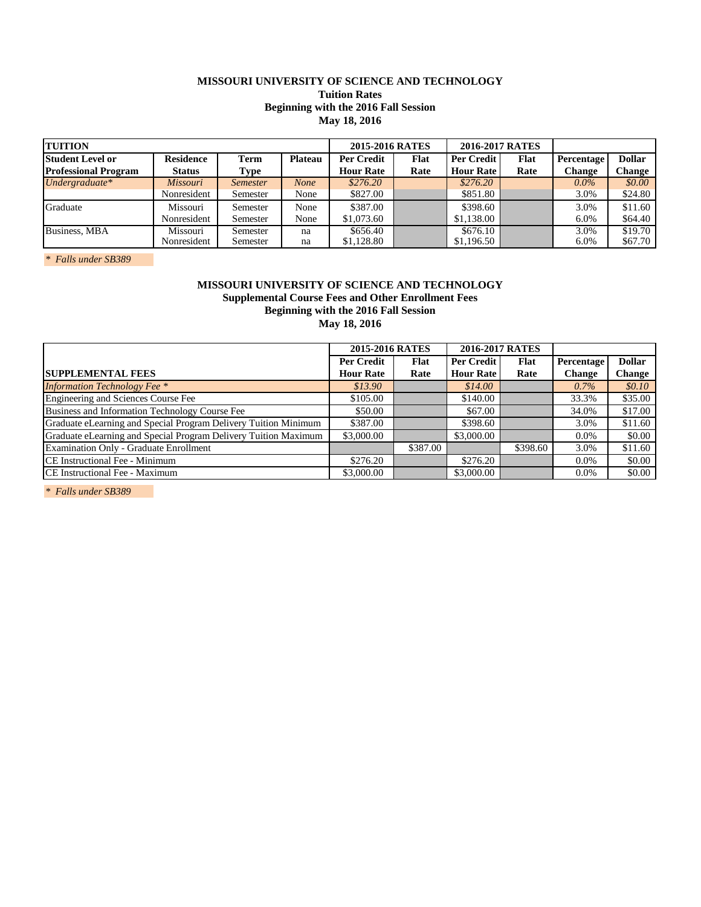**MISSOURI UNIVERSITY OF SCIENCE AND TECHNOLOGY**
**Tuition Rates**
**Beginning with the 2016 Fall Session**
**May 18, 2016**

| TUITION | | | | 2015-2016 RATES | | 2016-2017 RATES | | | |
|---|---|---|---|---|---|---|---|---|---|
| Student Level or Professional Program | Residence Status | Term Type | Plateau | Per Credit Hour Rate | Flat Rate | Per Credit Hour Rate | Flat Rate | Percentage Change | Dollar Change |
| *Undergraduate** | *Missouri* | *Semester* | *None* | *$276.20* | | *$276.20* | | *0.0%* | *$0.00* |
| | Nonresident | Semester | None | $827.00 | | $851.80 | | 3.0% | $24.80 |
| Graduate | Missouri | Semester | None | $387.00 | | $398.60 | | 3.0% | $11.60 |
| | Nonresident | Semester | None | $1,073.60 | | $1,138.00 | | 6.0% | $64.40 |
| Business, MBA | Missouri | Semester | na | $656.40 | | $676.10 | | 3.0% | $19.70 |
| | Nonresident | Semester | na | $1,128.80 | | $1,196.50 | | 6.0% | $67.70 |

*\* Falls under SB389*

**MISSOURI UNIVERSITY OF SCIENCE AND TECHNOLOGY**
**Supplemental Course Fees and Other Enrollment Fees**
**Beginning with the 2016 Fall Session**
**May 18, 2016**

| | 2015-2016 RATES | | 2016-2017 RATES | | | |
|---|---|---|---|---|---|---|
| SUPPLEMENTAL FEES | Per Credit Hour Rate | Flat Rate | Per Credit Hour Rate | Flat Rate | Percentage Change | Dollar Change |
| *Information Technology Fee ** | *$13.90* | | *$14.00* | | *0.7%* | *$0.10* |
| Engineering and Sciences Course Fee | $105.00 | | $140.00 | | 33.3% | $35.00 |
| Business and Information Technology Course Fee | $50.00 | | $67.00 | | 34.0% | $17.00 |
| Graduate eLearning and Special Program Delivery Tuition Minimum | $387.00 | | $398.60 | | 3.0% | $11.60 |
| Graduate eLearning and Special Program Delivery Tuition Maximum | $3,000.00 | | $3,000.00 | | 0.0% | $0.00 |
| Examination Only - Graduate Enrollment | | $387.00 | | $398.60 | 3.0% | $11.60 |
| CE Instructional Fee - Minimum | $276.20 | | $276.20 | | 0.0% | $0.00 |
| CE Instructional Fee - Maximum | $3,000.00 | | $3,000.00 | | 0.0% | $0.00 |

*\* Falls under SB389*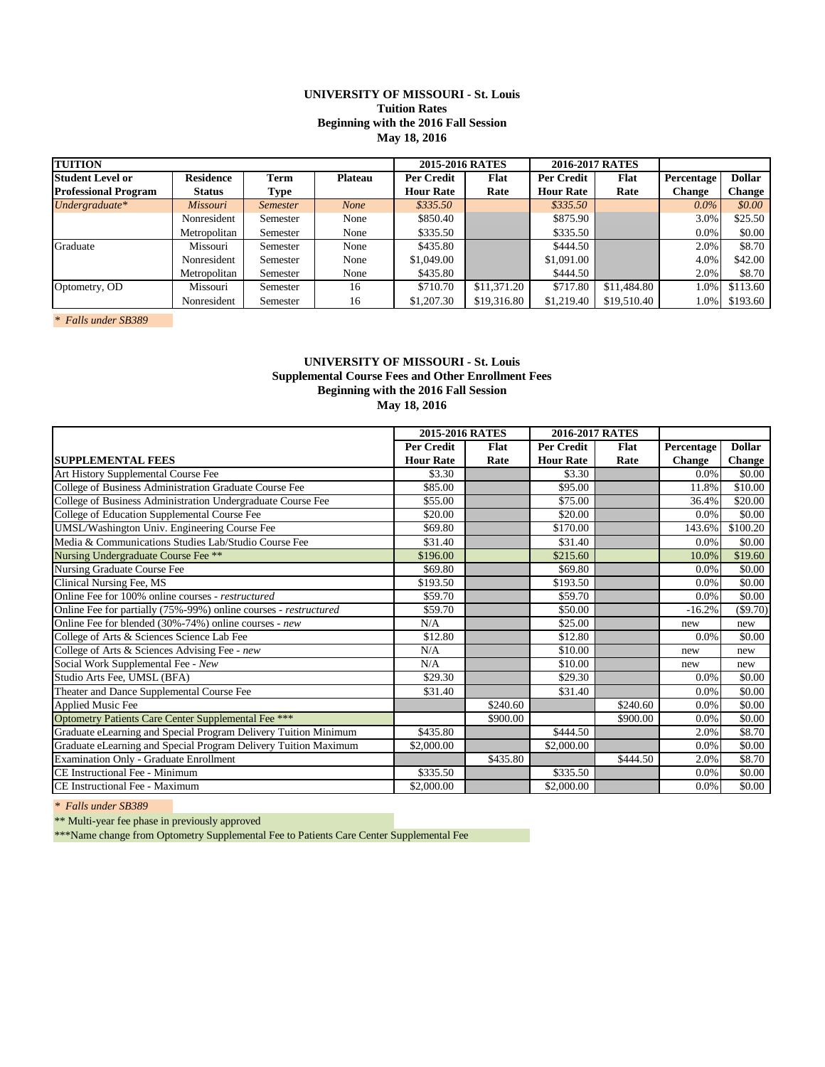**UNIVERSITY OF MISSOURI - St. Louis**
**Tuition Rates**
**Beginning with the 2016 Fall Session**
**May 18, 2016**

| TUITION | | | | 2015-2016 RATES | | 2016-2017 RATES | | | |
|---|---|---|---|---|---|---|---|---|---|
| Student Level or Professional Program | Residence Status | Term Type | Plateau | Per Credit Hour Rate | Flat Rate | Per Credit Hour Rate | Flat Rate | Percentage Change | Dollar Change |
| *Undergraduate** | *Missouri* | *Semester* | *None* | *$335.50* | | *$335.50* | | *0.0%* | *$0.00* |
| | Nonresident | Semester | None | $850.40 | | $875.90 | | 3.0% | $25.50 |
| | Metropolitan | Semester | None | $335.50 | | $335.50 | | 0.0% | $0.00 |
| Graduate | Missouri | Semester | None | $435.80 | | $444.50 | | 2.0% | $8.70 |
| | Nonresident | Semester | None | $1,049.00 | | $1,091.00 | | 4.0% | $42.00 |
| | Metropolitan | Semester | None | $435.80 | | $444.50 | | 2.0% | $8.70 |
| Optometry, OD | Missouri | Semester | 16 | $710.70 | $11,371.20 | $717.80 | $11,484.80 | 1.0% | $113.60 |
| | Nonresident | Semester | 16 | $1,207.30 | $19,316.80 | $1,219.40 | $19,510.40 | 1.0% | $193.60 |

*\* Falls under SB389*

**UNIVERSITY OF MISSOURI - St. Louis**
**Supplemental Course Fees and Other Enrollment Fees**
**Beginning with the 2016 Fall Session**
**May 18, 2016**

| | 2015-2016 RATES | | 2016-2017 RATES | | | |
|---|---|---|---|---|---|---|
| SUPPLEMENTAL FEES | Per Credit Hour Rate | Flat Rate | Per Credit Hour Rate | Flat Rate | Percentage Change | Dollar Change |
| Art History Supplemental Course Fee | $3.30 | | $3.30 | | 0.0% | $0.00 |
| College of Business Administration Graduate Course Fee | $85.00 | | $95.00 | | 11.8% | $10.00 |
| College of Business Administration Undergraduate Course Fee | $55.00 | | $75.00 | | 36.4% | $20.00 |
| College of Education Supplemental Course Fee | $20.00 | | $20.00 | | 0.0% | $0.00 |
| UMSL/Washington Univ. Engineering Course Fee | $69.80 | | $170.00 | | 143.6% | $100.20 |
| Media & Communications Studies Lab/Studio Course Fee | $31.40 | | $31.40 | | 0.0% | $0.00 |
| Nursing Undergraduate Course Fee ** | $196.00 | | $215.60 | | 10.0% | $19.60 |
| Nursing Graduate Course Fee | $69.80 | | $69.80 | | 0.0% | $0.00 |
| Clinical Nursing Fee, MS | $193.50 | | $193.50 | | 0.0% | $0.00 |
| Online Fee for 100% online courses - *restructured* | $59.70 | | $59.70 | | 0.0% | $0.00 |
| Online Fee for partially (75%-99%) online courses - *restructured* | $59.70 | | $50.00 | | -16.2% | ($9.70) |
| Online Fee for blended (30%-74%) online courses - *new* | N/A | | $25.00 | | new | new |
| College of Arts & Sciences Science Lab Fee | $12.80 | | $12.80 | | 0.0% | $0.00 |
| College of Arts & Sciences Advising Fee - *new* | N/A | | $10.00 | | new | new |
| Social Work Supplemental Fee - *New* | N/A | | $10.00 | | new | new |
| Studio Arts Fee, UMSL (BFA) | $29.30 | | $29.30 | | 0.0% | $0.00 |
| Theater and Dance Supplemental Course Fee | $31.40 | | $31.40 | | 0.0% | $0.00 |
| Applied Music Fee | | $240.60 | | $240.60 | 0.0% | $0.00 |
| Optometry Patients Care Center Supplemental Fee *** | | $900.00 | | $900.00 | 0.0% | $0.00 |
| Graduate eLearning and Special Program Delivery Tuition Minimum | $435.80 | | $444.50 | | 2.0% | $8.70 |
| Graduate eLearning and Special Program Delivery Tuition Maximum | $2,000.00 | | $2,000.00 | | 0.0% | $0.00 |
| Examination Only - Graduate Enrollment | | $435.80 | | $444.50 | 2.0% | $8.70 |
| CE Instructional Fee - Minimum | $335.50 | | $335.50 | | 0.0% | $0.00 |
| CE Instructional Fee - Maximum | $2,000.00 | | $2,000.00 | | 0.0% | $0.00 |

*\* Falls under SB389*

** Multi-year fee phase in previously approved

***Name change from Optometry Supplemental Fee to Patients Care Center Supplemental Fee